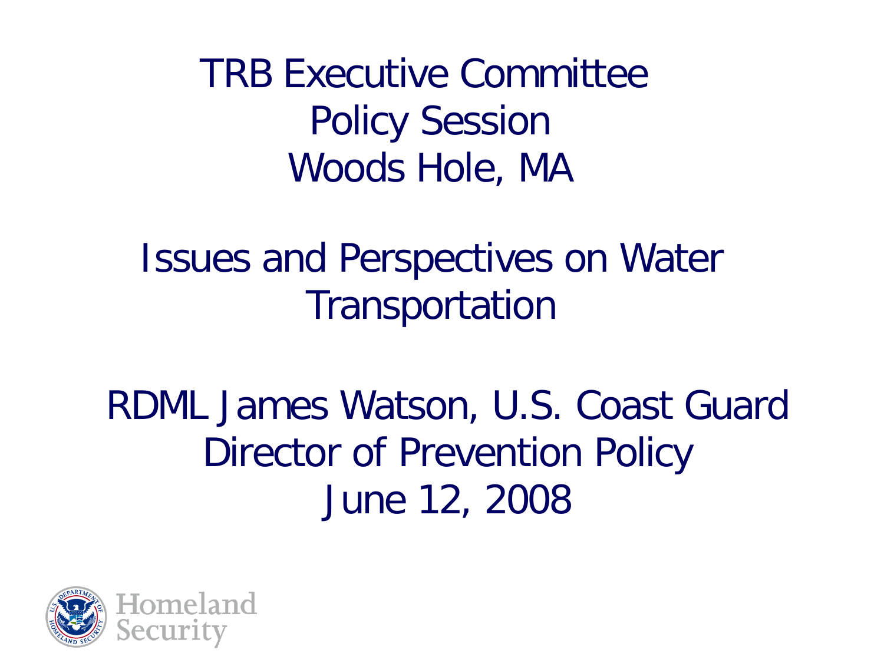# TRB Executive Committee Policy Session Woods Hole, MA

## Issues and Perspectives on Water Transportation

RDML James Watson, U.S. Coast Guard
Director of Prevention Policy
June 12, 2008

Homeland Security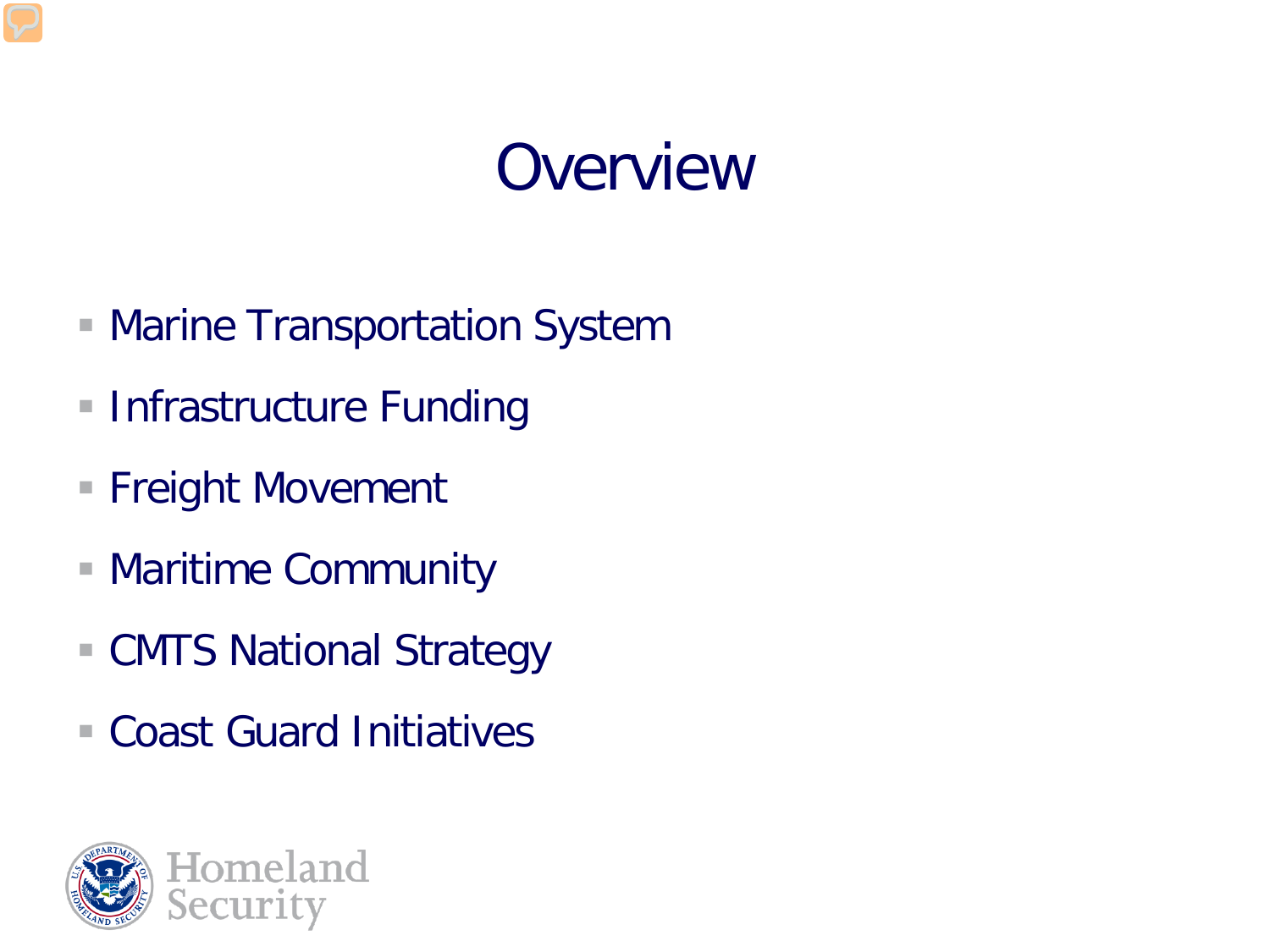# Overview

- Marine Transportation System
- Infrastructure Funding
- Freight Movement
- Maritime Community
- CMTS National Strategy
- Coast Guard Initiatives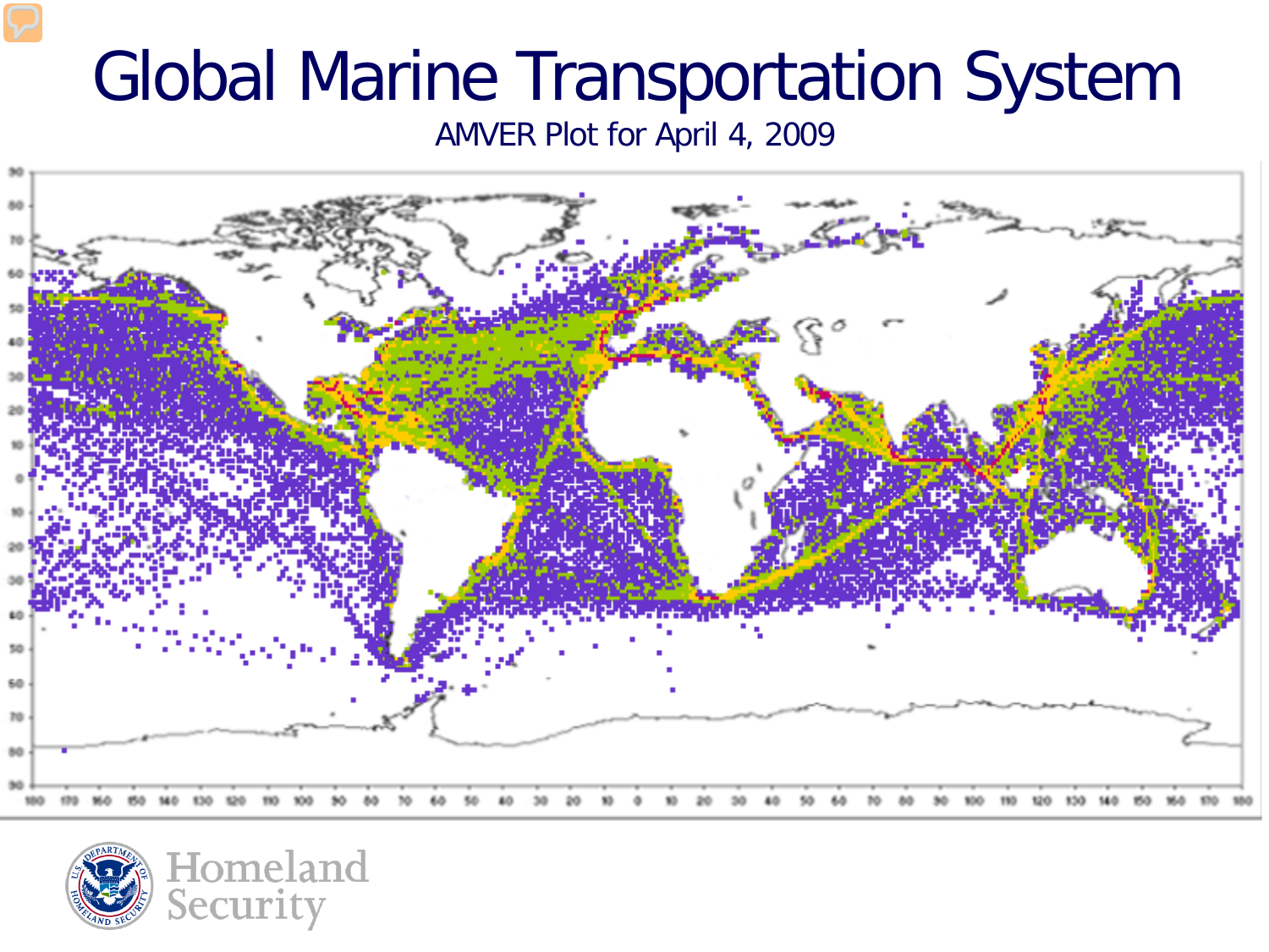# Global Marine Transportation System

AMVER Plot for April 4, 2009

Homeland Security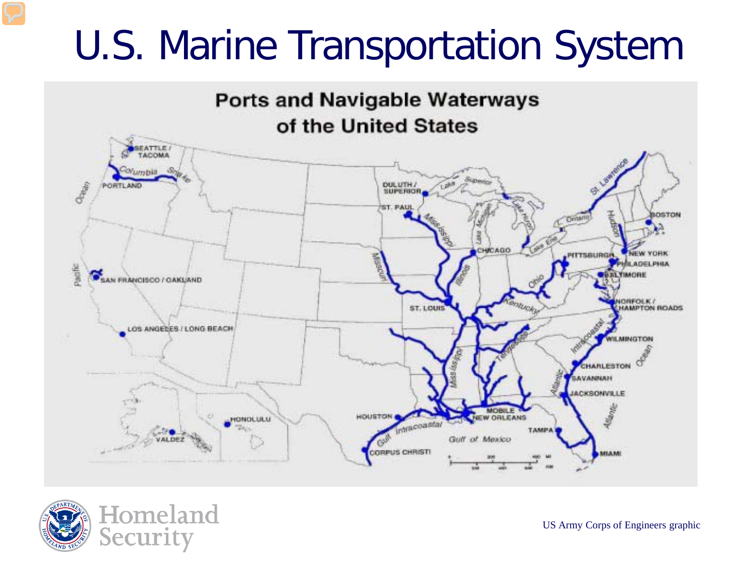# U.S. Marine Transportation System

## Ports and Navigable Waterways of the United States

SEATTLE / TACOMA

PORTLAND

SAN FRANCISCO / OAKLAND

LOS ANGELES / LONG BEACH

VALDEZ

HONOLULU

DULUTH / SUPERIOR

ST. PAUL

CHICAGO

ST. LOUIS

PITTSBURGH

NEW YORK

BOSTON

PHILADELPHIA

BALTIMORE

NORFOLK / HAMPTON ROADS

WILMINGTON

CHARLESTON

SAVANNAH

JACKSONVILLE

MIAMI

TAMPA

MOBILE

NEW ORLEANS

HOUSTON

CORPUS CHRISTI

Columbia, Snake, Pacific Ocean, Lake Superior, Lake Michigan, Lake Huron, Lake Erie, Ontario, St. Lawrence, Hudson, Mississippi, Missouri, Illinois, Ohio, Kentucky, Tennessee, Intracoastal, Atlantic Intracoastal, Atlantic Ocean, Gulf Intracoastal, Gulf of Mexico

US Army Corps of Engineers graphic

Homeland Security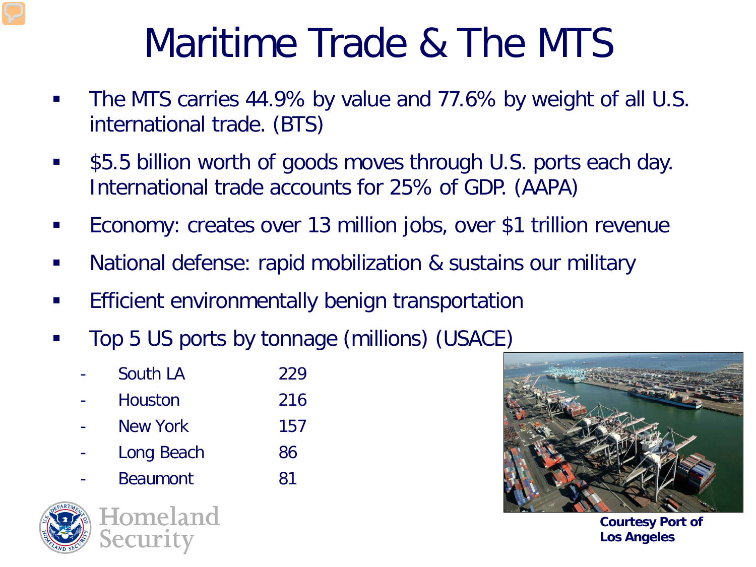# Maritime Trade & The MTS

- The MTS carries 44.9% by value and 77.6% by weight of all U.S. international trade. (BTS)
- $5.5 billion worth of goods moves through U.S. ports each day. International trade accounts for 25% of GDP. (AAPA)
- Economy: creates over 13 million jobs, over $1 trillion revenue
- National defense: rapid mobilization & sustains our military
- Efficient environmentally benign transportation
- Top 5 US ports by tonnage (millions) (USACE)
  - South LA 229
  - Houston 216
  - New York 157
  - Long Beach 86
  - Beaumont 81

**Courtesy Port of Los Angeles**

Homeland Security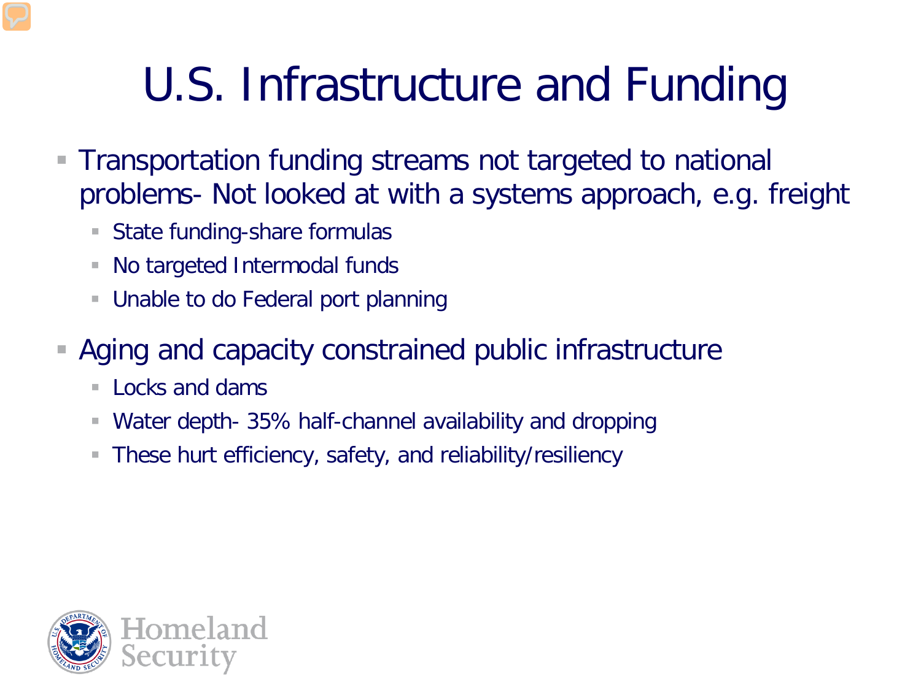# U.S. Infrastructure and Funding

- Transportation funding streams not targeted to national problems- Not looked at with a systems approach, e.g. freight
  - State funding-share formulas
  - No targeted Intermodal funds
  - Unable to do Federal port planning
- Aging and capacity constrained public infrastructure
  - Locks and dams
  - Water depth- 35% half-channel availability and dropping
  - These hurt efficiency, safety, and reliability/resiliency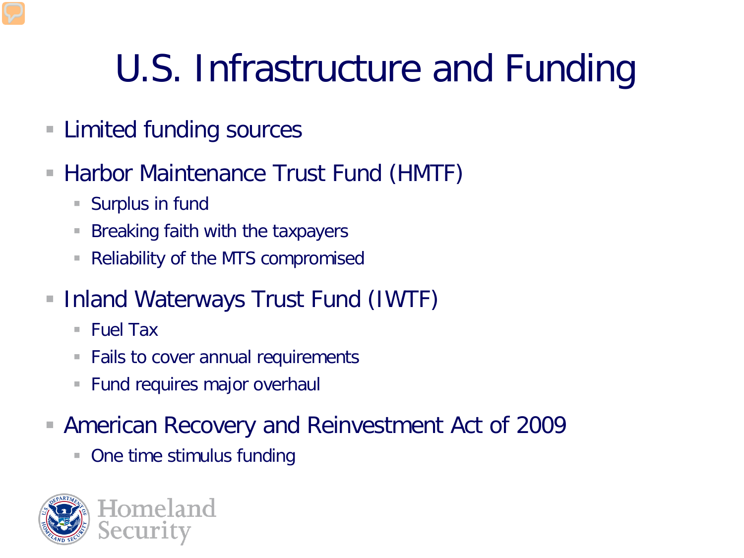# U.S. Infrastructure and Funding

- Limited funding sources
- Harbor Maintenance Trust Fund (HMTF)
  - Surplus in fund
  - Breaking faith with the taxpayers
  - Reliability of the MTS compromised
- Inland Waterways Trust Fund (IWTF)
  - Fuel Tax
  - Fails to cover annual requirements
  - Fund requires major overhaul
- American Recovery and Reinvestment Act of 2009
  - One time stimulus funding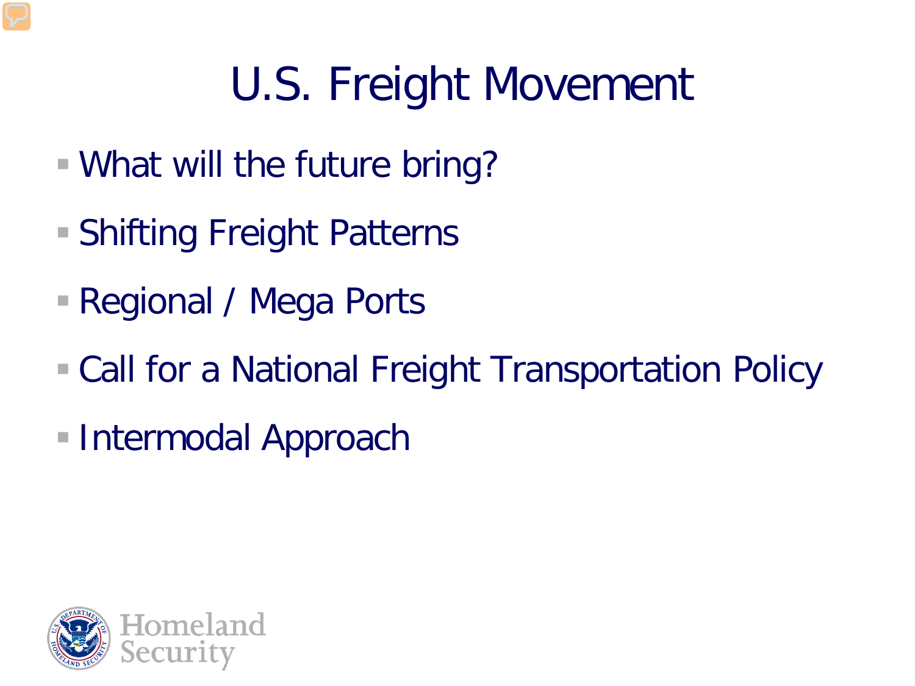# U.S. Freight Movement

- What will the future bring?
- Shifting Freight Patterns
- Regional / Mega Ports
- Call for a National Freight Transportation Policy
- Intermodal Approach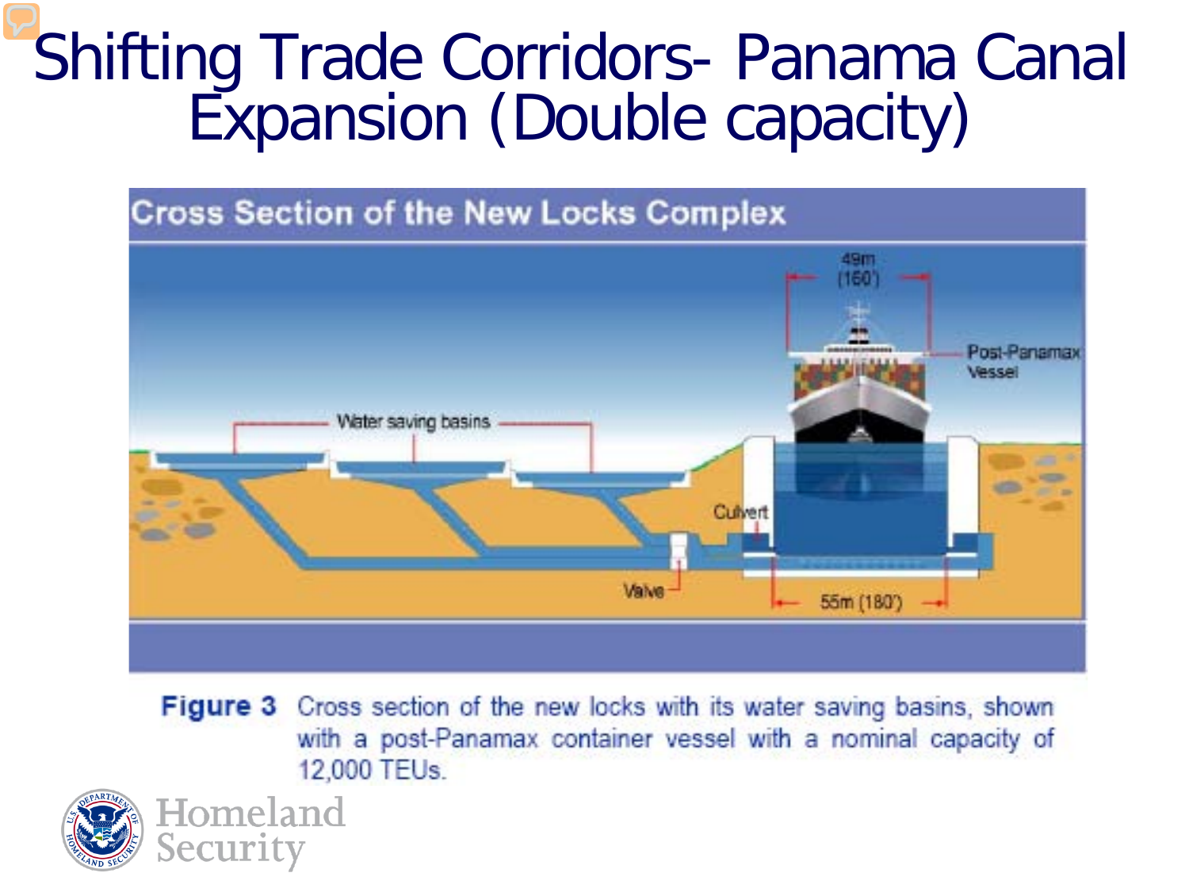# Shifting Trade Corridors- Panama Canal Expansion (Double capacity)

**Cross Section of the New Locks Complex**

Water saving basins

49m (160')

Post-Panamax Vessel

Culvert

Valve

55m (180')

**Figure 3** Cross section of the new locks with its water saving basins, shown with a post-Panamax container vessel with a nominal capacity of 12,000 TEUs.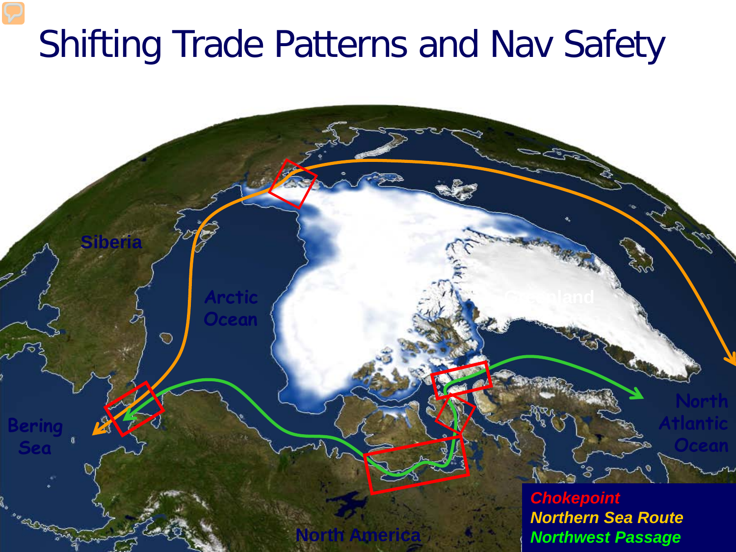# Shifting Trade Patterns and Nav Safety

Siberia

Arctic Ocean

Greenland

Bering Sea

North Atlantic Ocean

North America

*Chokepoint*
*Northern Sea Route*
*Northwest Passage*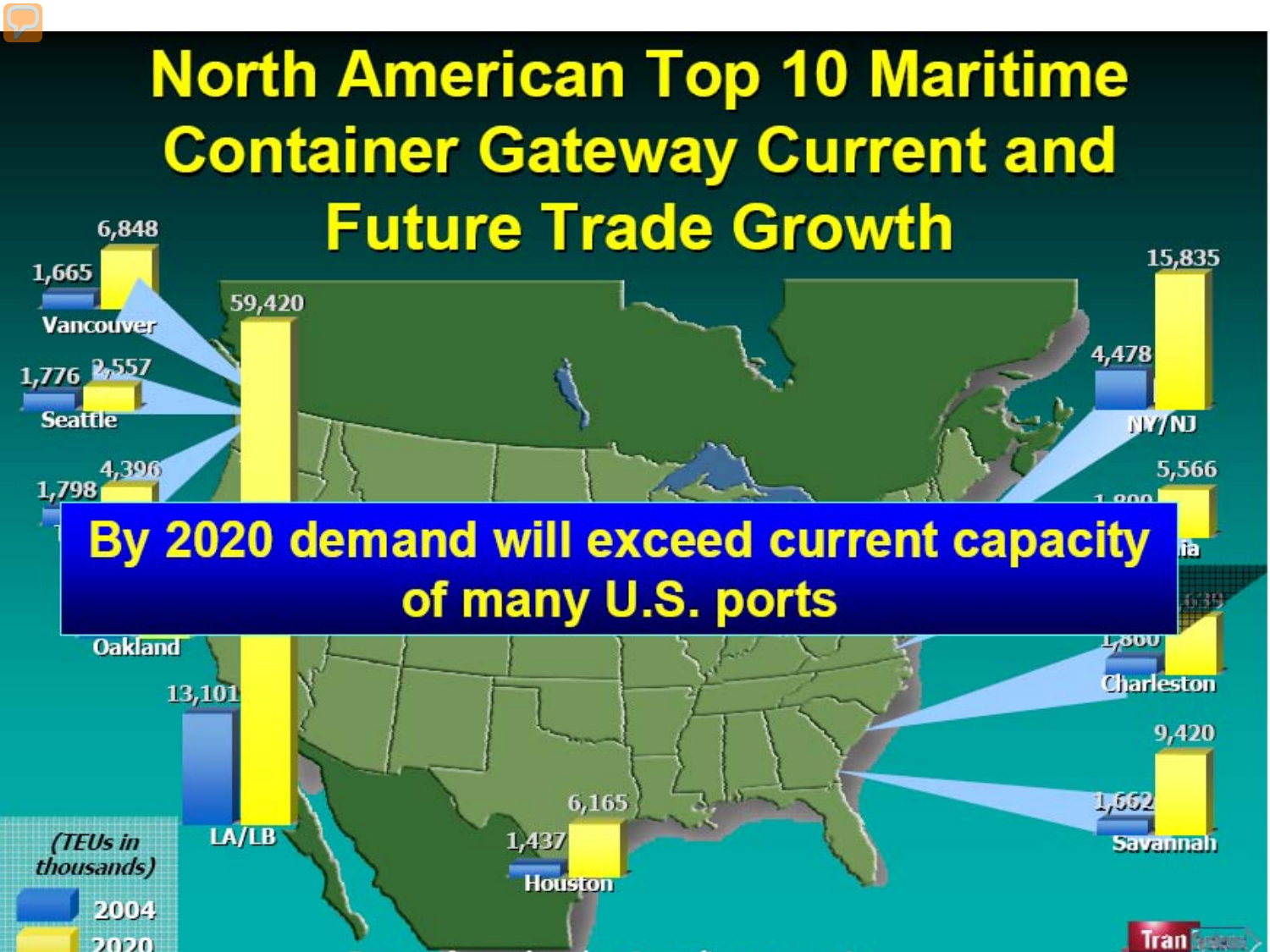# North American Top 10 Maritime Container Gateway Current and Future Trade Growth

**By 2020 demand will exceed current capacity of many U.S. ports**

*(TEUs in thousands)*

| Port | 2004 | 2020 |
|---|---|---|
| Vancouver | 1,665 | 6,848 |
| Seattle | 1,776 | 2,557 |
| Tacoma | 1,798 | 4,396 |
| Oakland | | |
| LA/LB | 13,101 | 59,420 |
| Houston | 1,437 | 6,165 |
| NY/NJ | 4,478 | 15,835 |
| Virginia | 1,809 | 5,566 |
| Charleston | 1,860 | 6,635 |
| Savannah | 1,662 | 9,420 |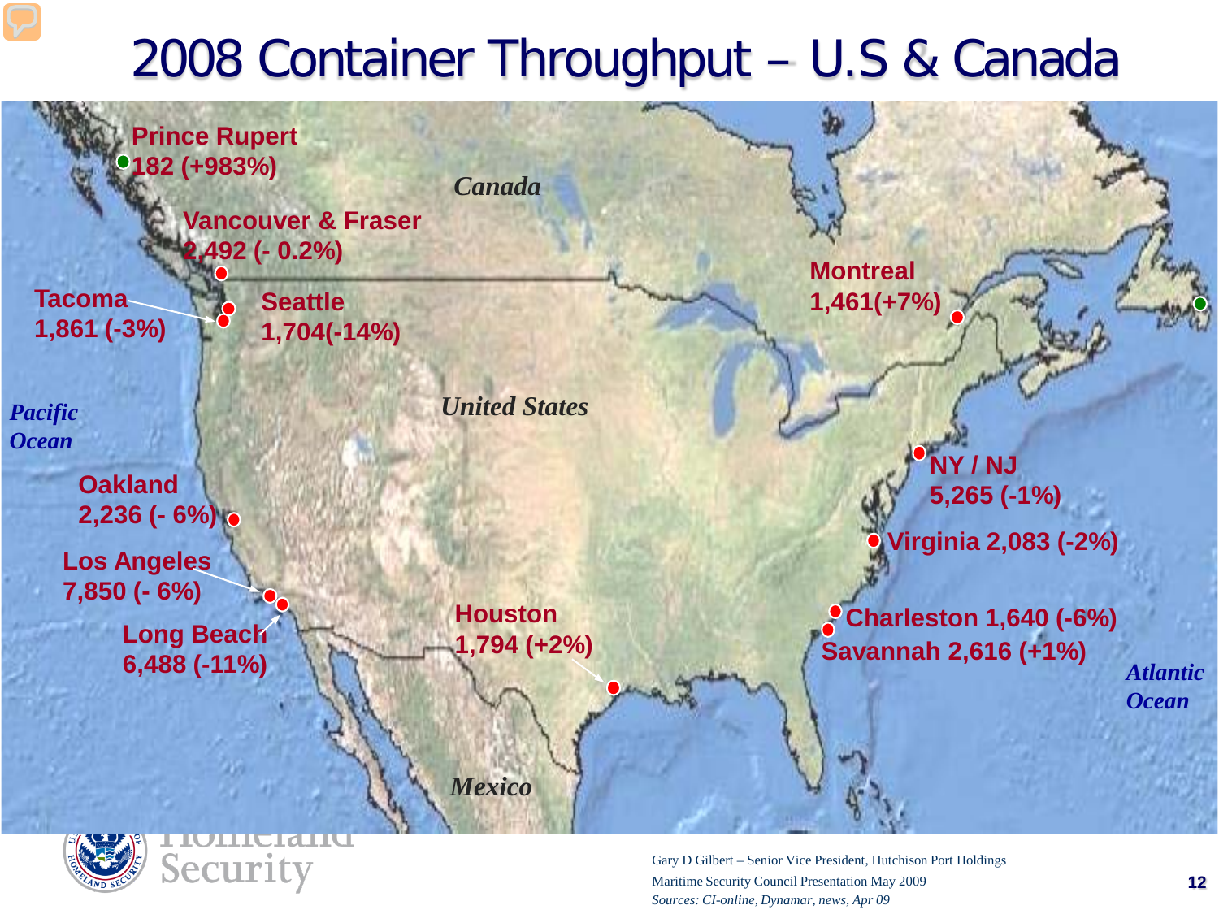# 2008 Container Throughput – U.S & Canada

**Prince Rupert**
**182 (+983%)**

*Canada*

**Vancouver & Fraser**
**2,492 (- 0.2%)**

**Tacoma**
**1,861 (-3%)**

**Seattle**
**1,704(-14%)**

**Montreal**
**1,461(+7%)**

*Pacific Ocean*

*United States*

**NY / NJ**
**5,265 (-1%)**

**Oakland**
**2,236 (- 6%)**

**Virginia 2,083 (-2%)**

**Los Angeles**
**7,850 (- 6%)**

**Houston**
**1,794 (+2%)**

**Charleston 1,640 (-6%)**

**Savannah 2,616 (+1%)**

**Long Beach**
**6,488 (-11%)**

*Atlantic Ocean*

*Mexico*

Homeland Security

Gary D Gilbert – Senior Vice President, Hutchison Port Holdings
Maritime Security Council Presentation May 2009
*Sources: CI-online, Dynamar, news, Apr 09*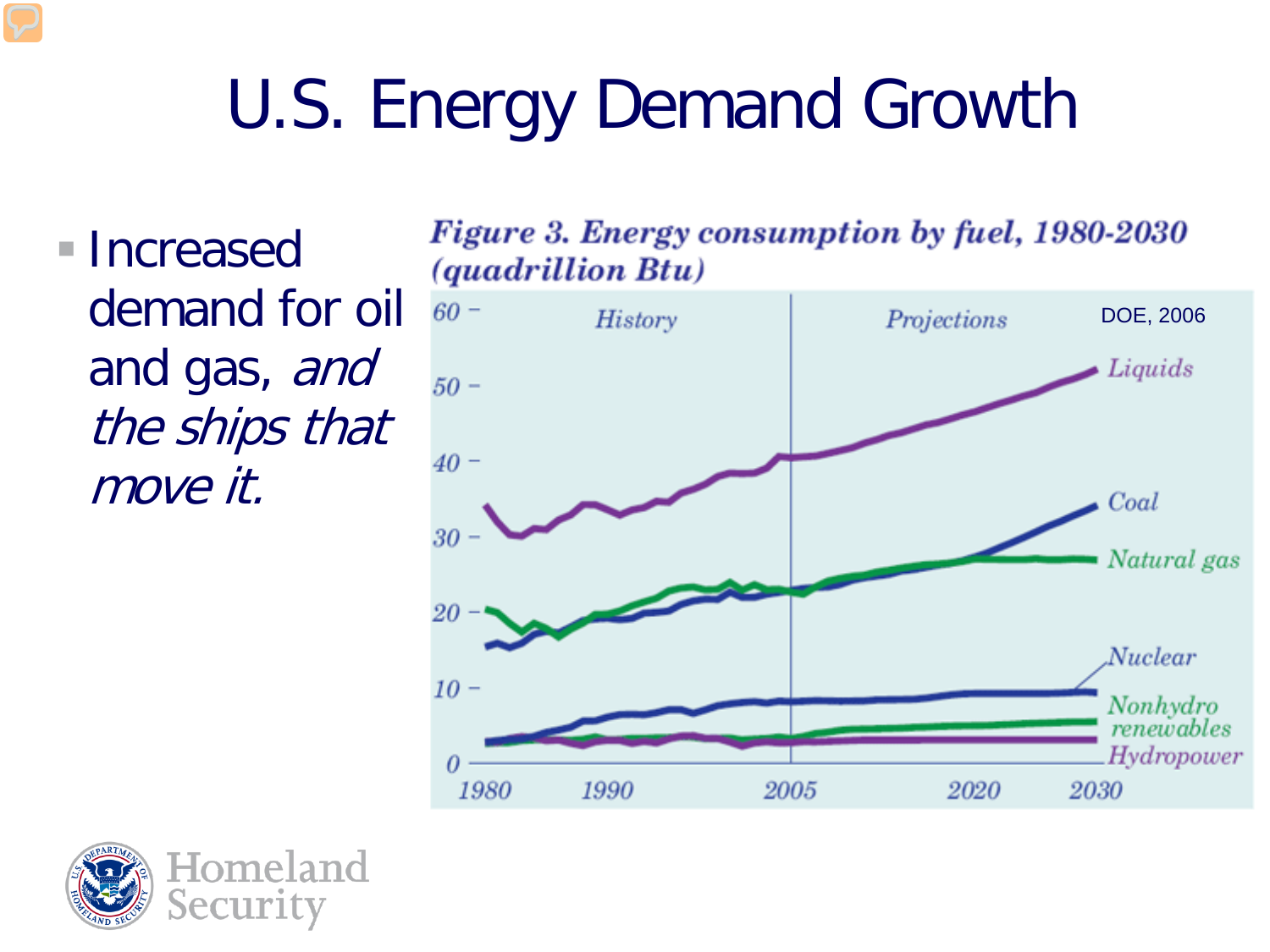# U.S. Energy Demand Growth

- Increased demand for oil and gas, *and the ships that move it.*

**Figure 3. Energy consumption by fuel, 1980-2030 (quadrillion Btu)**

DOE, 2006

History | Projections

Liquids, Coal, Natural gas, Nuclear, Nonhydro renewables, Hydropower

0, 10, 20, 30, 40, 50, 60

1980, 1990, 2005, 2020, 2030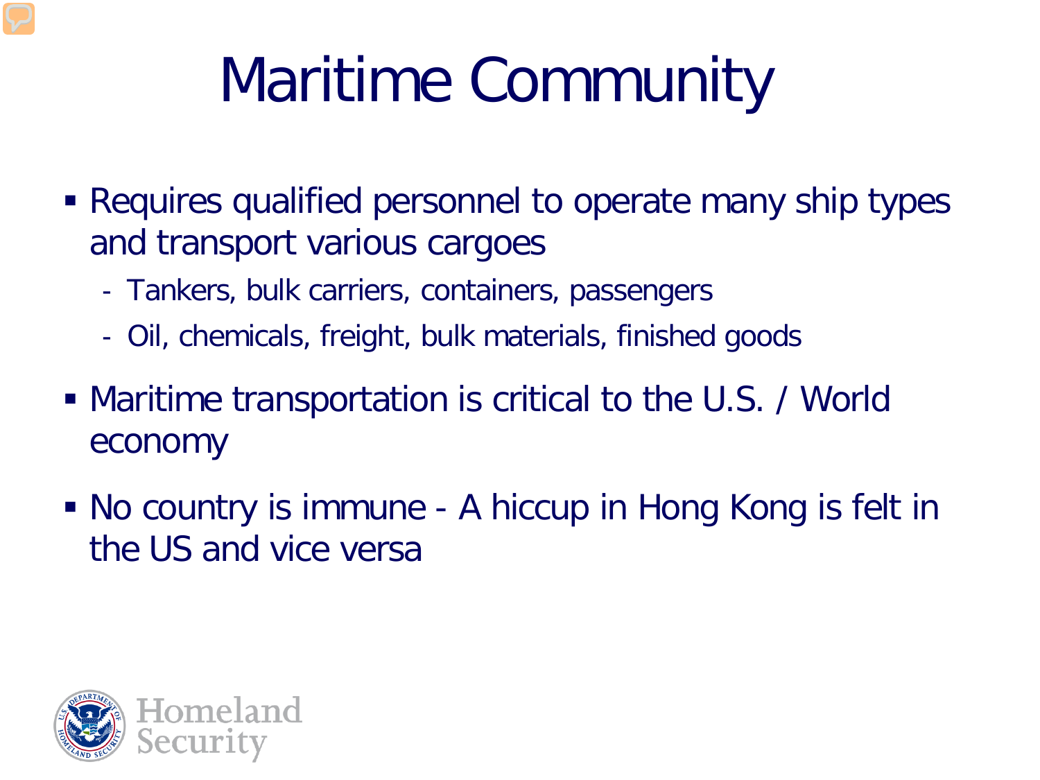# Maritime Community

- Requires qualified personnel to operate many ship types and transport various cargoes
  - Tankers, bulk carriers, containers, passengers
  - Oil, chemicals, freight, bulk materials, finished goods
- Maritime transportation is critical to the U.S. / World economy
- No country is immune - A hiccup in Hong Kong is felt in the US and vice versa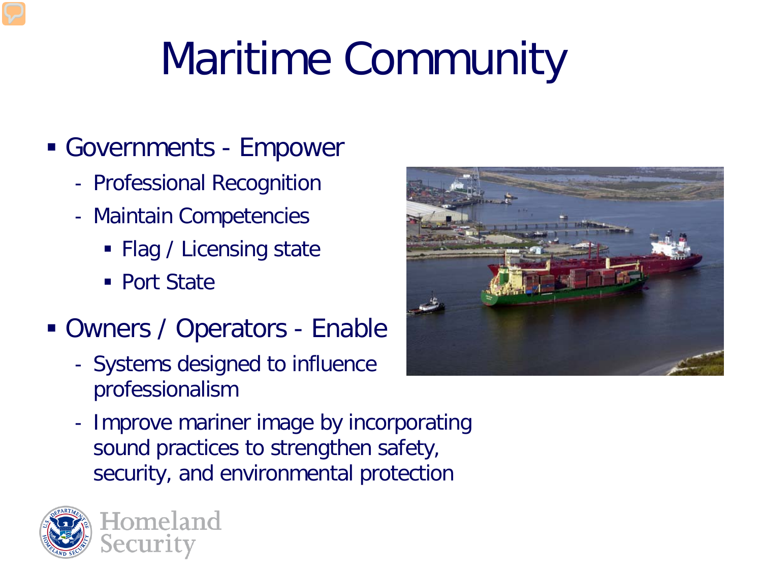# Maritime Community

- Governments - Empower
  - Professional Recognition
  - Maintain Competencies
    - Flag / Licensing state
    - Port State
- Owners / Operators - Enable
  - Systems designed to influence professionalism
  - Improve mariner image by incorporating sound practices to strengthen safety, security, and environmental protection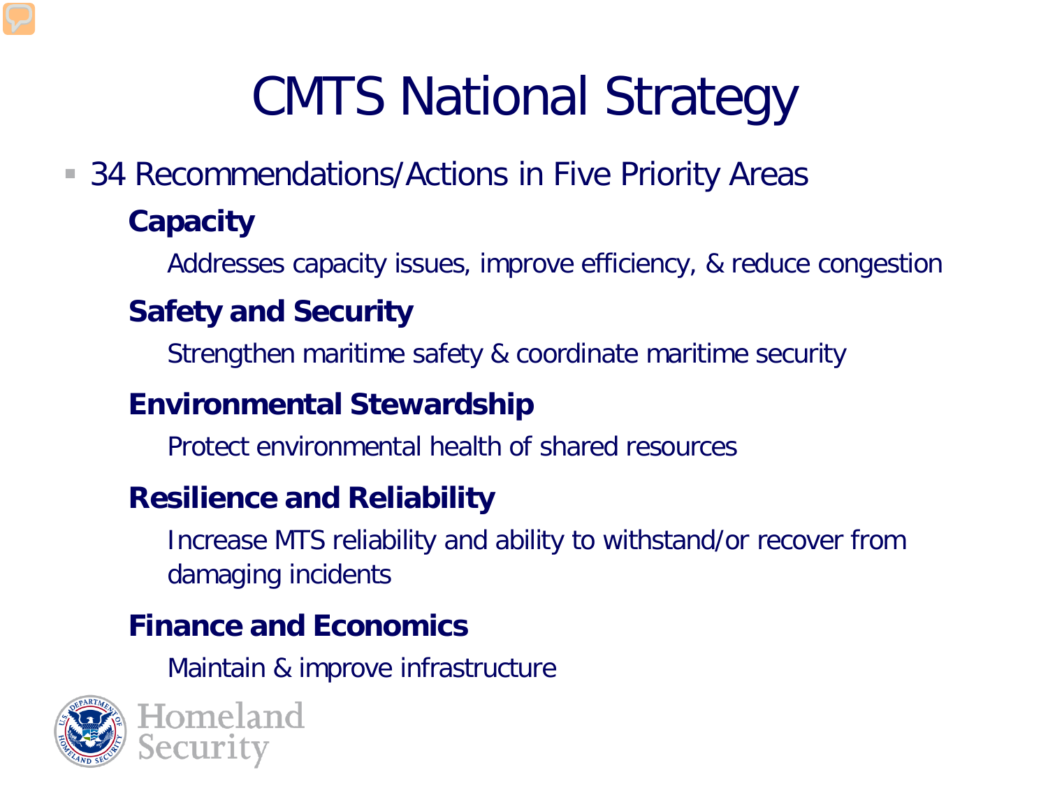# CMTS National Strategy

- 34 Recommendations/Actions in Five Priority Areas

  **Capacity**

  Addresses capacity issues, improve efficiency, & reduce congestion

  **Safety and Security**

  Strengthen maritime safety & coordinate maritime security

  **Environmental Stewardship**

  Protect environmental health of shared resources

  **Resilience and Reliability**

  Increase MTS reliability and ability to withstand/or recover from damaging incidents

  **Finance and Economics**

  Maintain & improve infrastructure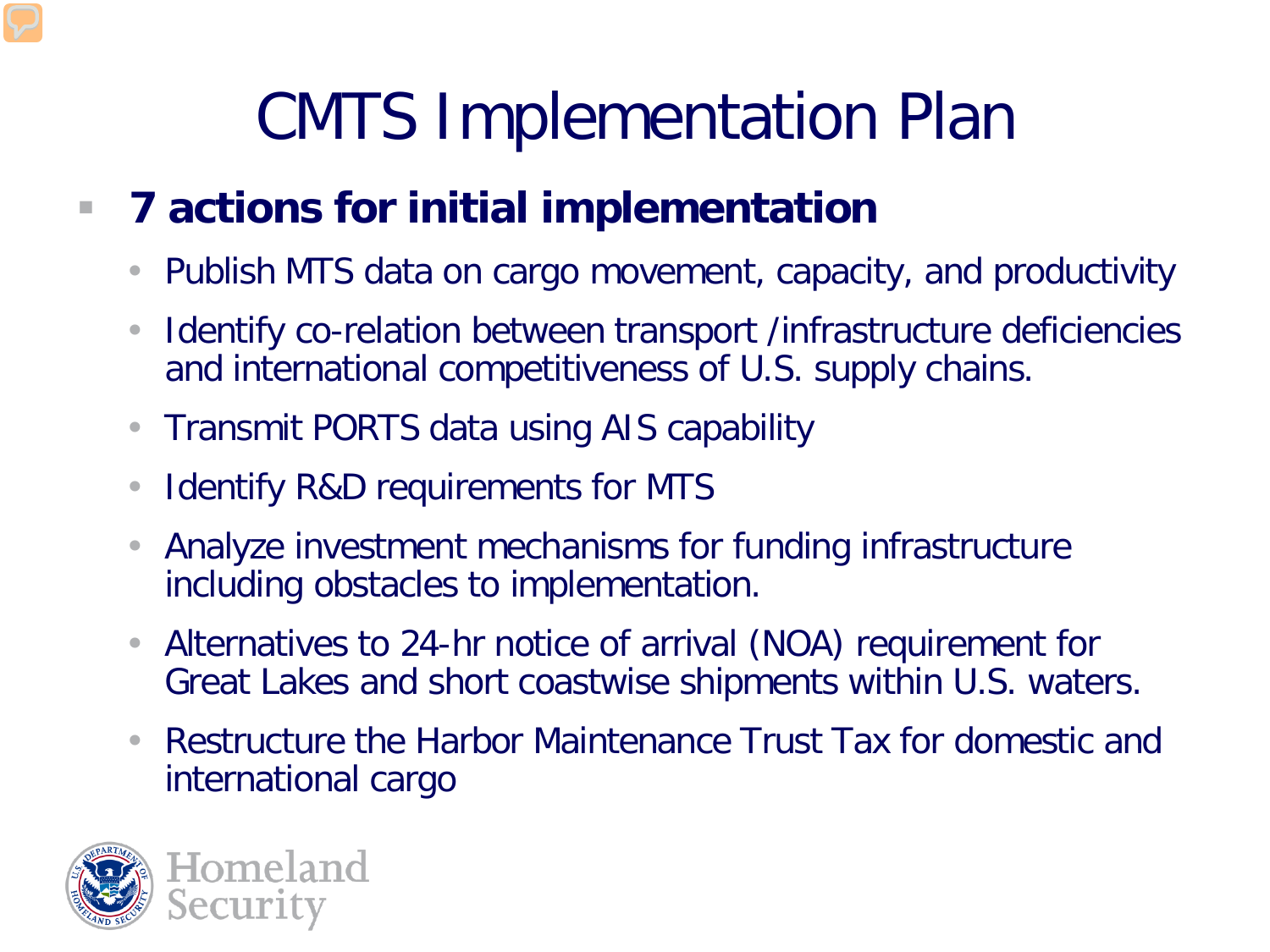# CMTS Implementation Plan

- **7 actions for initial implementation**
  - Publish MTS data on cargo movement, capacity, and productivity
  - Identify co-relation between transport /infrastructure deficiencies and international competitiveness of U.S. supply chains.
  - Transmit PORTS data using AIS capability
  - Identify R&D requirements for MTS
  - Analyze investment mechanisms for funding infrastructure including obstacles to implementation.
  - Alternatives to 24-hr notice of arrival (NOA) requirement for Great Lakes and short coastwise shipments within U.S. waters.
  - Restructure the Harbor Maintenance Trust Tax for domestic and international cargo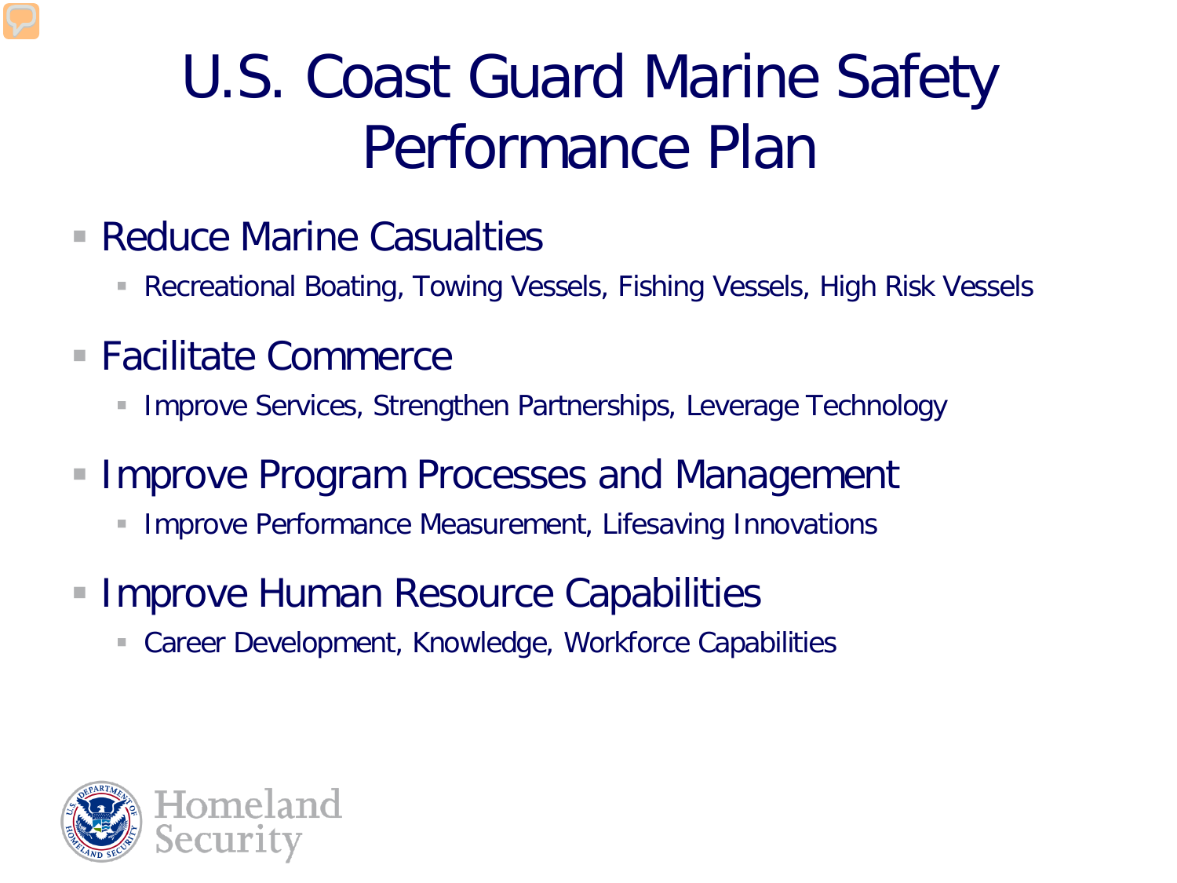# U.S. Coast Guard Marine Safety Performance Plan

- Reduce Marine Casualties
  - Recreational Boating, Towing Vessels, Fishing Vessels, High Risk Vessels
- Facilitate Commerce
  - Improve Services, Strengthen Partnerships, Leverage Technology
- Improve Program Processes and Management
  - Improve Performance Measurement, Lifesaving Innovations
- Improve Human Resource Capabilities
  - Career Development, Knowledge, Workforce Capabilities

Homeland Security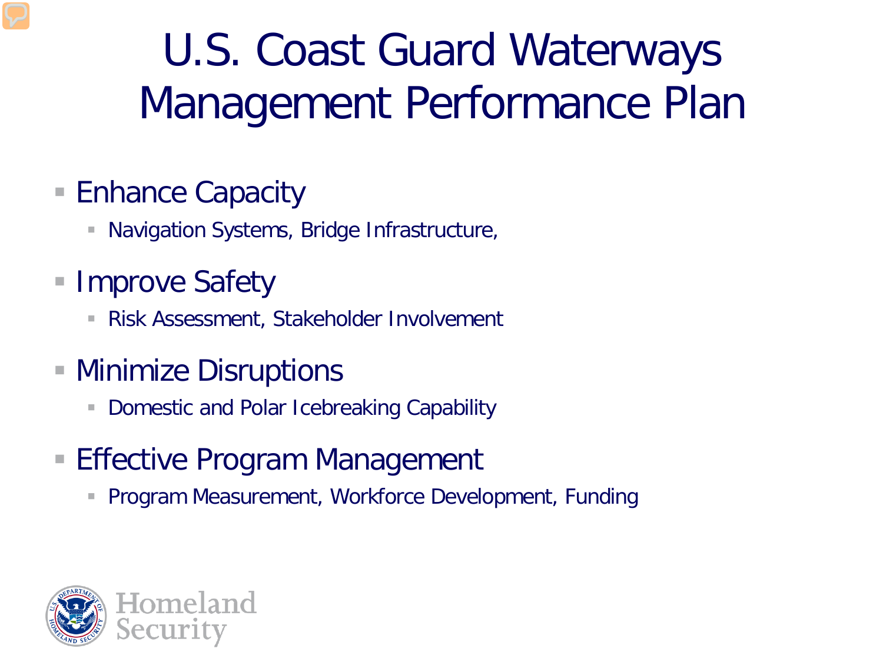# U.S. Coast Guard Waterways Management Performance Plan

- Enhance Capacity
  - Navigation Systems, Bridge Infrastructure,
- Improve Safety
  - Risk Assessment, Stakeholder Involvement
- Minimize Disruptions
  - Domestic and Polar Icebreaking Capability
- Effective Program Management
  - Program Measurement, Workforce Development, Funding

Homeland Security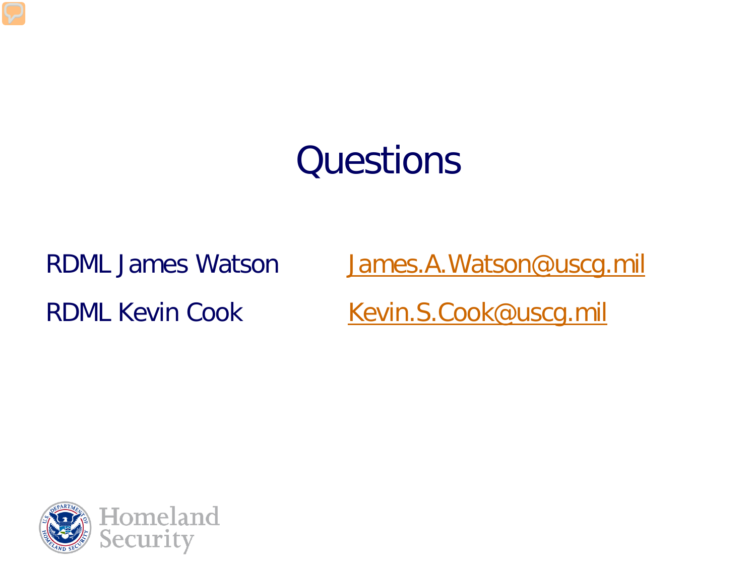# Questions

RDML James Watson [James.A.Watson@uscg.mil](mailto:James.A.Watson@uscg.mil)

RDML Kevin Cook [Kevin.S.Cook@uscg.mil](mailto:Kevin.S.Cook@uscg.mil)